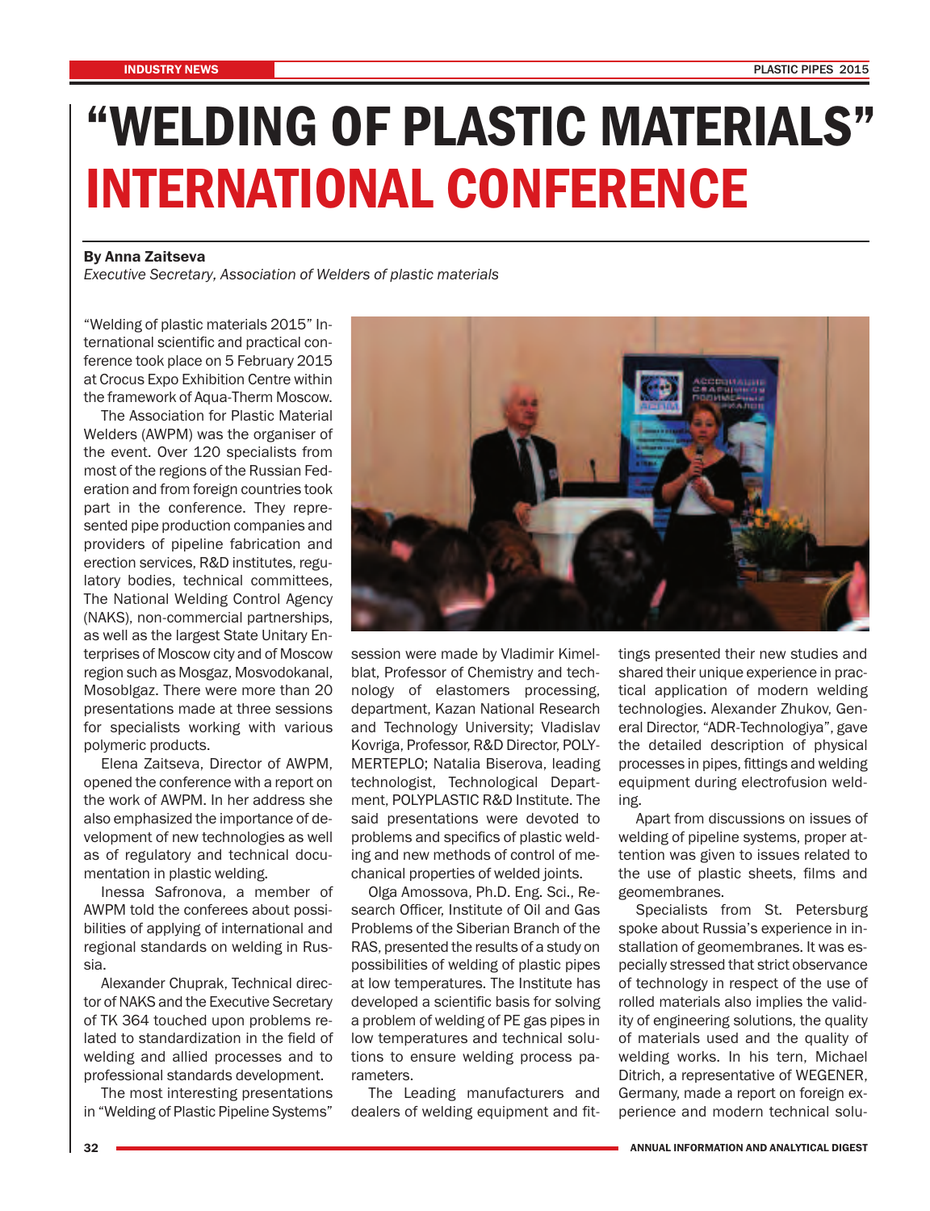# "WELDING OF PLASTIC MATERIALS" INTERNATIONAL CONFERENCE

**By Anna Zaitseva**

*Executive Secretary, Association of Welders of plastic materials*

"Welding of plastic materials 2015" International scientific and practical conference took place on 5 February 2015 at Crocus Expo Exhibition Centre within the framework of Aqua-Therm Moscow.

The Association for Plastic Material Welders (AWPM) was the organiser of the event. Over 120 specialists from most of the regions of the Russian Federation and from foreign countries took part in the conference. They represented pipe production companies and providers of pipeline fabrication and erection services, R&D institutes, regulatory bodies, technical committees, The National Welding Control Agency (NAKS), non-commercial partnerships, as well as the largest State Unitary Enterprises of Moscow city and of Moscow region such as Mosgaz, Mosvodokanal, Mosoblgaz. There were more than 20 presentations made at three sessions for specialists working with various polymeric products.

Elena Zaitseva, Director of AWPM, opened the conference with a report on the work of AWPM. In her address she also emphasized the importance of development of new technologies as well as of regulatory and technical documentation in plastic welding.

Inessa Safronova, a member of AWPM told the conferees about possibilities of applying of international and regional standards on welding in Russia.

Alexander Chuprak, Technical director of NAKS and the Executive Secretary of TK 364 touched upon problems related to standardization in the field of welding and allied processes and to professional standards development.

The most interesting presentations in "Welding of Plastic Pipeline Systems" session were made by Vladimir Kimelblat, Professor of Chemistry and technology of elastomers processing, department, Kazan National Research and Technology University; Vladislav Kovriga, Professor, R&D Director, POLYMERTEPLO; Natalia Biserova, leading technologist, Technological Department, POLYPLASTIC R&D Institute. The said presentations were devoted to problems and specifics of plastic welding and new methods of control of mechanical properties of welded joints.

Olga Amossova, Ph.D. Eng. Sci., Research Officer, Institute of Oil and Gas Problems of the Siberian Branch of the RAS, presented the results of a study on possibilities of welding of plastic pipes at low temperatures. The Institute has developed a scientific basis for solving a problem of welding of PE gas pipes in low temperatures and technical solutions to ensure welding process parameters.

The Leading manufacturers and dealers of welding equipment and fittings presented their new studies and shared their unique experience in practical application of modern welding technologies. Alexander Zhukov, General Director, "ADR-Technologiya", gave the detailed description of physical processes in pipes, fittings and welding equipment during electrofusion welding.

Apart from discussions on issues of welding of pipeline systems, proper attention was given to issues related to the use of plastic sheets, films and geomembranes.

Specialists from St. Petersburg spoke about Russia's experience in installation of geomembranes. It was especially stressed that strict observance of technology in respect of the use of rolled materials also implies the validity of engineering solutions, the quality of materials used and the quality of welding works. In his tern, Michael Ditrich, a representative of WEGENER, Germany, made a report on foreign experience and modern technical solu-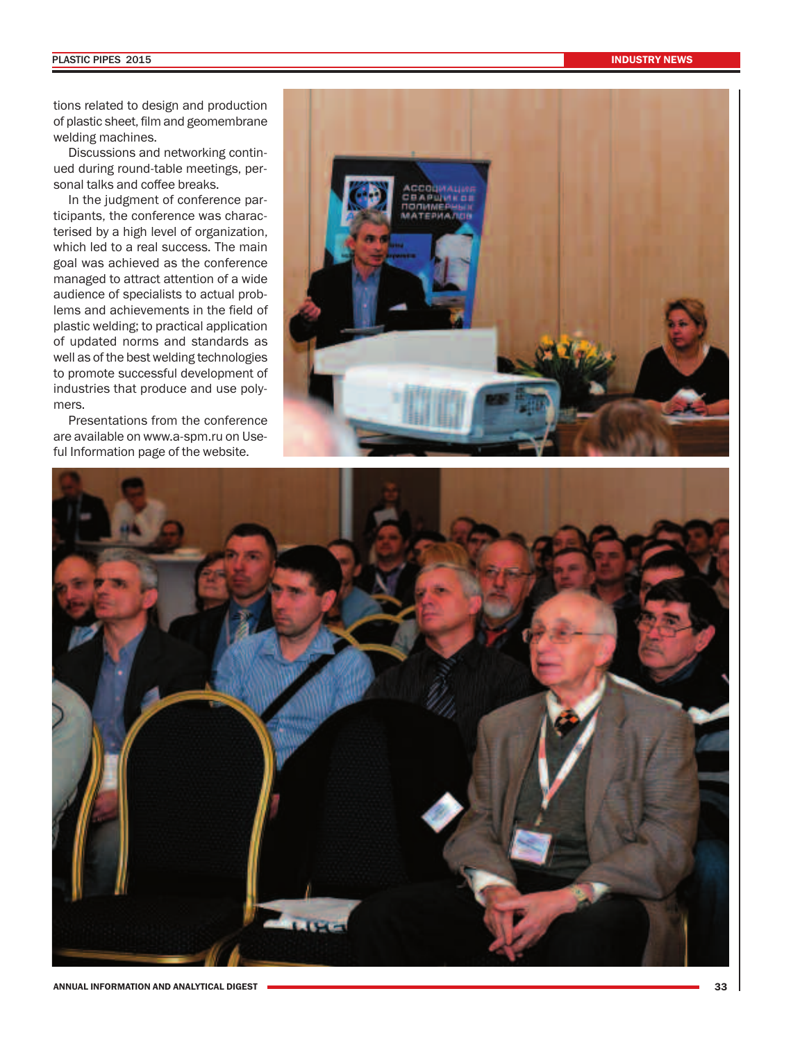tions related to design and production of plastic sheet, film and geomembrane welding machines.

Discussions and networking continued during round-table meetings, personal talks and coffee breaks.

In the judgment of conference participants, the conference was characterised by a high level of organization, which led to a real success. The main goal was achieved as the conference managed to attract attention of a wide audience of specialists to actual problems and achievements in the field of plastic welding; to practical application of updated norms and standards as well as of the best welding technologies to promote successful development of industries that produce and use polymers.

Presentations from the conference are available on www.a-spm.ru on Useful Information page of the website.